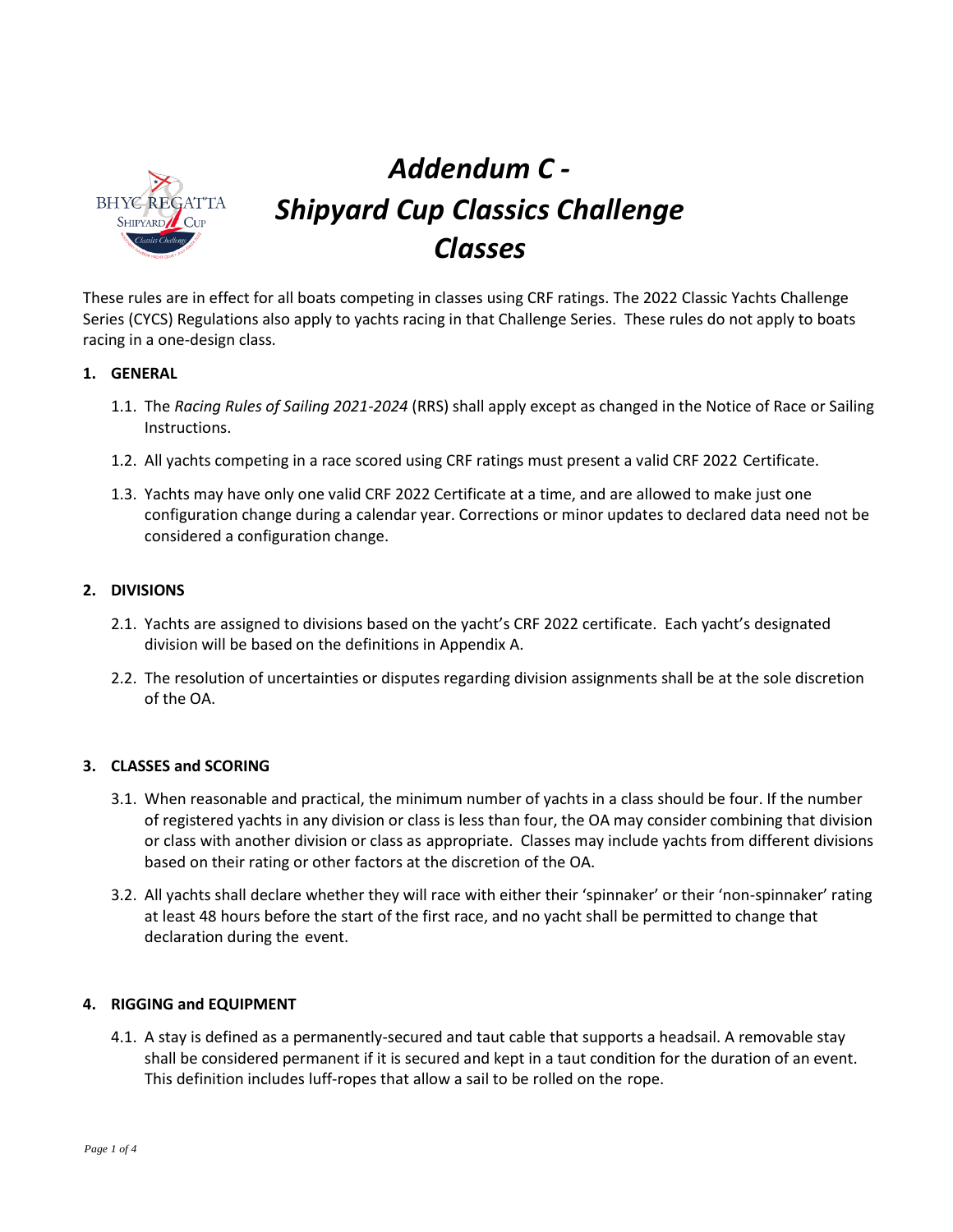# *Addendum C - Shipyard Cup Classics Challenge Classes*

These rules are in effect for all boats competing in classes using CRF ratings. The 2022 Classic Yachts Challenge Series (CYCS) Regulations also apply to yachts racing in that Challenge Series. These rules do not apply to boats racing in a one-design class.

**1. GENERAL**

1.1. The *Racing Rules of Sailing 2021-2024* (RRS) shall apply except as changed in the Notice of Race or Sailing Instructions.

1.2. All yachts competing in a race scored using CRF ratings must present a valid CRF 2022 Certificate.

1.3. Yachts may have only one valid CRF 2022 Certificate at a time, and are allowed to make just one configuration change during a calendar year. Corrections or minor updates to declared data need not be considered a configuration change.

**2. DIVISIONS**

2.1. Yachts are assigned to divisions based on the yacht's CRF 2022 certificate. Each yacht's designated division will be based on the definitions in Appendix A.

2.2. The resolution of uncertainties or disputes regarding division assignments shall be at the sole discretion of the OA.

**3. CLASSES and SCORING**

3.1. When reasonable and practical, the minimum number of yachts in a class should be four. If the number of registered yachts in any division or class is less than four, the OA may consider combining that division or class with another division or class as appropriate. Classes may include yachts from different divisions based on their rating or other factors at the discretion of the OA.

3.2. All yachts shall declare whether they will race with either their 'spinnaker' or their 'non-spinnaker' rating at least 48 hours before the start of the first race, and no yacht shall be permitted to change that declaration during the event.

**4. RIGGING and EQUIPMENT**

4.1. A stay is defined as a permanently-secured and taut cable that supports a headsail. A removable stay shall be considered permanent if it is secured and kept in a taut condition for the duration of an event. This definition includes luff-ropes that allow a sail to be rolled on the rope.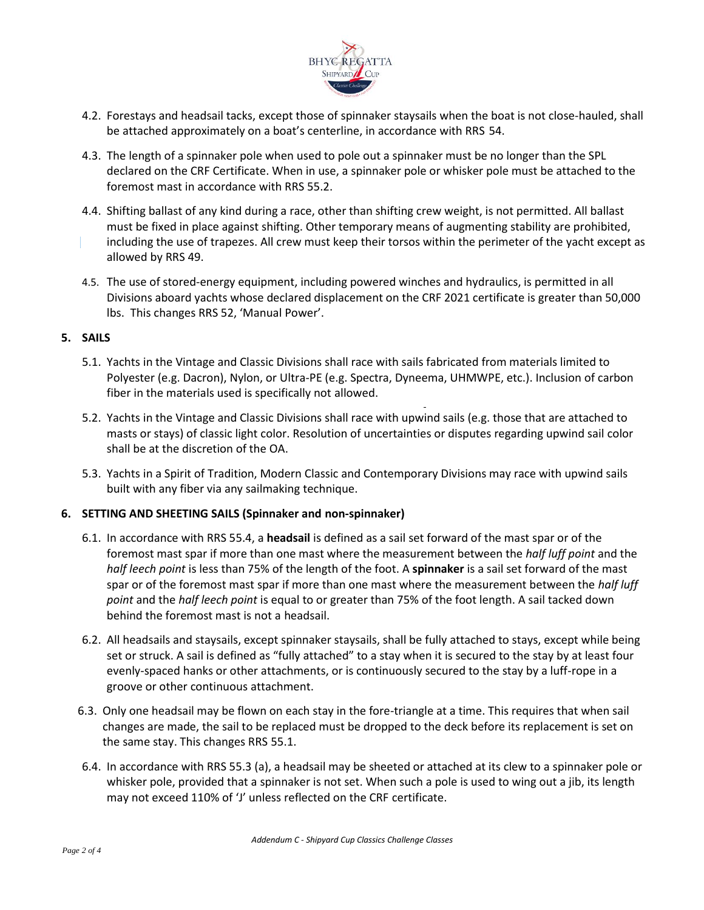4.2. Forestays and headsail tacks, except those of spinnaker staysails when the boat is not close-hauled, shall be attached approximately on a boat's centerline, in accordance with RRS 54.

4.3. The length of a spinnaker pole when used to pole out a spinnaker must be no longer than the SPL declared on the CRF Certificate. When in use, a spinnaker pole or whisker pole must be attached to the foremost mast in accordance with RRS 55.2.

4.4. Shifting ballast of any kind during a race, other than shifting crew weight, is not permitted. All ballast must be fixed in place against shifting. Other temporary means of augmenting stability are prohibited, including the use of trapezes. All crew must keep their torsos within the perimeter of the yacht except as allowed by RRS 49.

4.5. The use of stored-energy equipment, including powered winches and hydraulics, is permitted in all Divisions aboard yachts whose declared displacement on the CRF 2021 certificate is greater than 50,000 lbs. This changes RRS 52, 'Manual Power'.

## 5. SAILS

5.1. Yachts in the Vintage and Classic Divisions shall race with sails fabricated from materials limited to Polyester (e.g. Dacron), Nylon, or Ultra-PE (e.g. Spectra, Dyneema, UHMWPE, etc.). Inclusion of carbon fiber in the materials used is specifically not allowed.

5.2. Yachts in the Vintage and Classic Divisions shall race with upwind sails (e.g. those that are attached to masts or stays) of classic light color. Resolution of uncertainties or disputes regarding upwind sail color shall be at the discretion of the OA.

5.3. Yachts in a Spirit of Tradition, Modern Classic and Contemporary Divisions may race with upwind sails built with any fiber via any sailmaking technique.

## 6. SETTING AND SHEETING SAILS (Spinnaker and non-spinnaker)

6.1. In accordance with RRS 55.4, a **headsail** is defined as a sail set forward of the mast spar or of the foremost mast spar if more than one mast where the measurement between the *half luff point* and the *half leech point* is less than 75% of the length of the foot. A **spinnaker** is a sail set forward of the mast spar or of the foremost mast spar if more than one mast where the measurement between the *half luff point* and the *half leech point* is equal to or greater than 75% of the foot length. A sail tacked down behind the foremost mast is not a headsail.

6.2. All headsails and staysails, except spinnaker staysails, shall be fully attached to stays, except while being set or struck. A sail is defined as "fully attached" to a stay when it is secured to the stay by at least four evenly-spaced hanks or other attachments, or is continuously secured to the stay by a luff-rope in a groove or other continuous attachment.

6.3. Only one headsail may be flown on each stay in the fore-triangle at a time. This requires that when sail changes are made, the sail to be replaced must be dropped to the deck before its replacement is set on the same stay. This changes RRS 55.1.

6.4. In accordance with RRS 55.3 (a), a headsail may be sheeted or attached at its clew to a spinnaker pole or whisker pole, provided that a spinnaker is not set. When such a pole is used to wing out a jib, its length may not exceed 110% of 'J' unless reflected on the CRF certificate.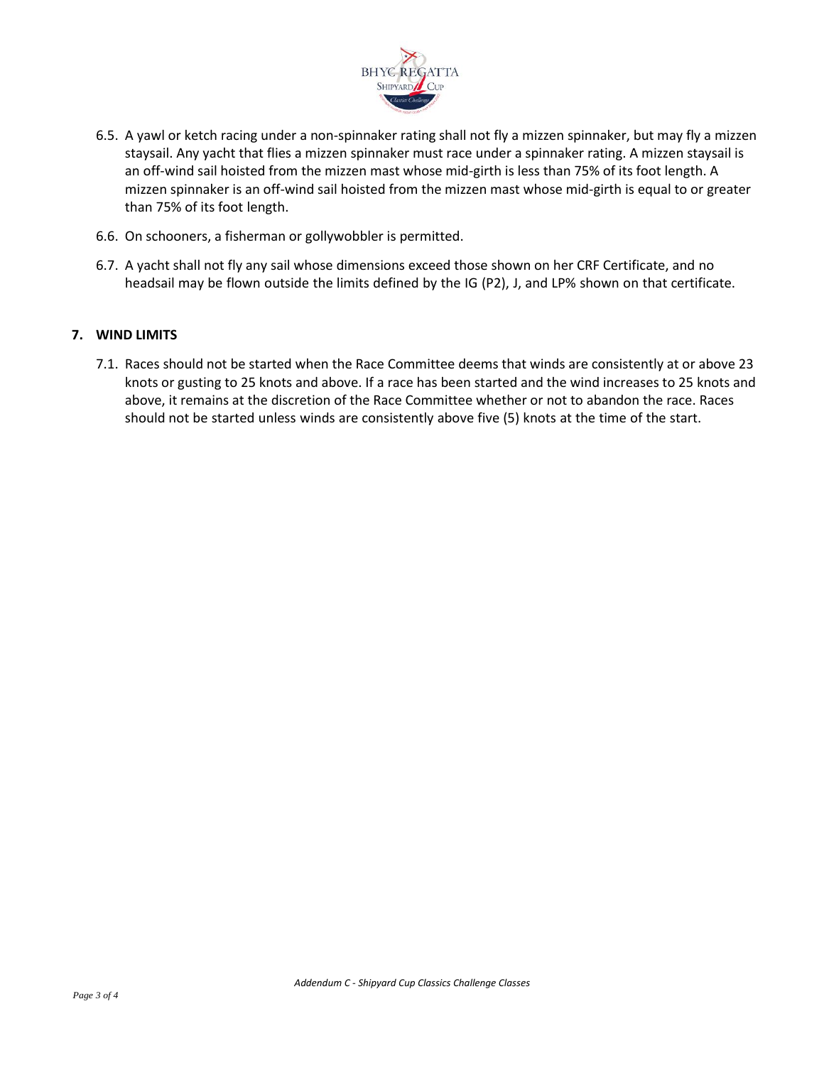6.5. A yawl or ketch racing under a non-spinnaker rating shall not fly a mizzen spinnaker, but may fly a mizzen staysail. Any yacht that flies a mizzen spinnaker must race under a spinnaker rating. A mizzen staysail is an off-wind sail hoisted from the mizzen mast whose mid-girth is less than 75% of its foot length. A mizzen spinnaker is an off-wind sail hoisted from the mizzen mast whose mid-girth is equal to or greater than 75% of its foot length.

6.6. On schooners, a fisherman or gollywobbler is permitted.

6.7. A yacht shall not fly any sail whose dimensions exceed those shown on her CRF Certificate, and no headsail may be flown outside the limits defined by the IG (P2), J, and LP% shown on that certificate.

## 7. WIND LIMITS

7.1. Races should not be started when the Race Committee deems that winds are consistently at or above 23 knots or gusting to 25 knots and above. If a race has been started and the wind increases to 25 knots and above, it remains at the discretion of the Race Committee whether or not to abandon the race. Races should not be started unless winds are consistently above five (5) knots at the time of the start.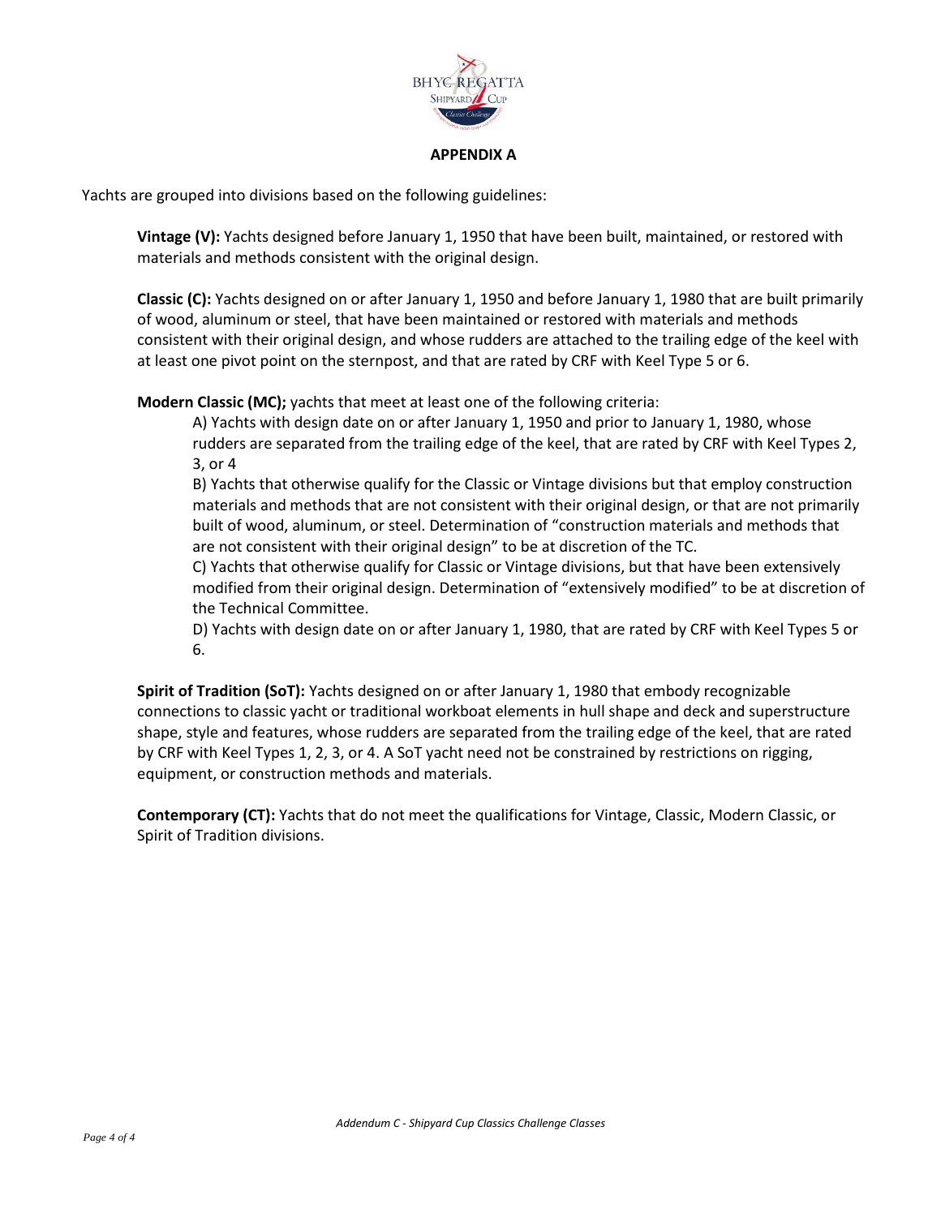## APPENDIX A

Yachts are grouped into divisions based on the following guidelines:

**Vintage (V):** Yachts designed before January 1, 1950 that have been built, maintained, or restored with materials and methods consistent with the original design.

**Classic (C):** Yachts designed on or after January 1, 1950 and before January 1, 1980 that are built primarily of wood, aluminum or steel, that have been maintained or restored with materials and methods consistent with their original design, and whose rudders are attached to the trailing edge of the keel with at least one pivot point on the sternpost, and that are rated by CRF with Keel Type 5 or 6.

**Modern Classic (MC);** yachts that meet at least one of the following criteria:

A) Yachts with design date on or after January 1, 1950 and prior to January 1, 1980, whose rudders are separated from the trailing edge of the keel, that are rated by CRF with Keel Types 2, 3, or 4

B) Yachts that otherwise qualify for the Classic or Vintage divisions but that employ construction materials and methods that are not consistent with their original design, or that are not primarily built of wood, aluminum, or steel. Determination of "construction materials and methods that are not consistent with their original design" to be at discretion of the TC.

C) Yachts that otherwise qualify for Classic or Vintage divisions, but that have been extensively modified from their original design. Determination of "extensively modified" to be at discretion of the Technical Committee.

D) Yachts with design date on or after January 1, 1980, that are rated by CRF with Keel Types 5 or 6.

**Spirit of Tradition (SoT):** Yachts designed on or after January 1, 1980 that embody recognizable connections to classic yacht or traditional workboat elements in hull shape and deck and superstructure shape, style and features, whose rudders are separated from the trailing edge of the keel, that are rated by CRF with Keel Types 1, 2, 3, or 4. A SoT yacht need not be constrained by restrictions on rigging, equipment, or construction methods and materials.

**Contemporary (CT):** Yachts that do not meet the qualifications for Vintage, Classic, Modern Classic, or Spirit of Tradition divisions.